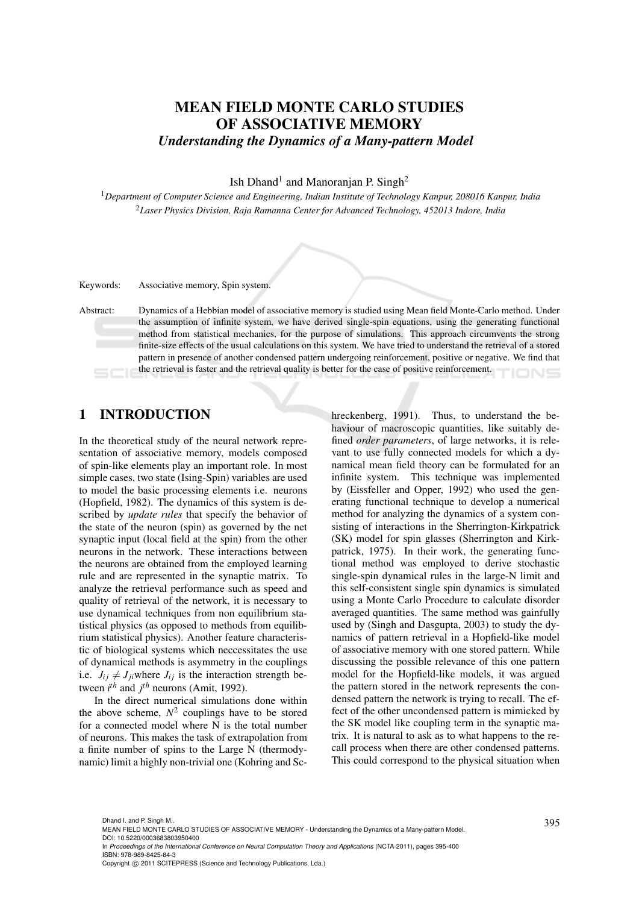# MEAN FIELD MONTE CARLO STUDIES OF ASSOCIATIVE MEMORY

## *Understanding the Dynamics of a Many-pattern Model*

Ish Dhand[1] and Manoranjan P. Singh[2]

[1]*Department of Computer Science and Engineering, Indian Institute of Technology Kanpur, 208016 Kanpur, India*
[2]*Laser Physics Division, Raja Ramanna Center for Advanced Technology, 452013 Indore, India*

Keywords: Associative memory, Spin system.

Abstract: Dynamics of a Hebbian model of associative memory is studied using Mean field Monte-Carlo method. Under the assumption of infinite system, we have derived single-spin equations, using the generating functional method from statistical mechanics, for the purpose of simulations. This approach circumvents the strong finite-size effects of the usual calculations on this system. We have tried to understand the retrieval of a stored pattern in presence of another condensed pattern undergoing reinforcement, positive or negative. We find that the retrieval is faster and the retrieval quality is better for the case of positive reinforcement.

## 1 INTRODUCTION

In the theoretical study of the neural network representation of associative memory, models composed of spin-like elements play an important role. In most simple cases, two state (Ising-Spin) variables are used to model the basic processing elements i.e. neurons (Hopfield, 1982). The dynamics of this system is described by *update rules* that specify the behavior of the state of the neuron (spin) as governed by the net synaptic input (local field at the spin) from the other neurons in the network. These interactions between the neurons are obtained from the employed learning rule and are represented in the synaptic matrix. To analyze the retrieval performance such as speed and quality of retrieval of the network, it is necessary to use dynamical techniques from non equilibrium statistical physics (as opposed to methods from equilibrium statistical physics). Another feature characteristic of biological systems which neccessitates the use of dynamical methods is asymmetry in the couplings i.e. $J_{ij} \neq J_{ji}$ where $J_{ij}$ is the interaction strength between $i^{th}$ and $j^{th}$ neurons (Amit, 1992).

In the direct numerical simulations done within the above scheme, $N^2$ couplings have to be stored for a connected model where N is the total number of neurons. This makes the task of extrapolation from a finite number of spins to the Large N (thermodynamic) limit a highly non-trivial one (Kohring and Schreckenberg, 1991). Thus, to understand the behaviour of macroscopic quantities, like suitably defined *order parameters*, of large networks, it is relevant to use fully connected models for which a dynamical mean field theory can be formulated for an infinite system. This technique was implemented by (Eissfeller and Opper, 1992) who used the generating functional technique to develop a numerical method for analyzing the dynamics of a system consisting of interactions in the Sherrington-Kirkpatrick (SK) model for spin glasses (Sherrington and Kirkpatrick, 1975). In their work, the generating functional method was employed to derive stochastic single-spin dynamical rules in the large-N limit and this self-consistent single spin dynamics is simulated using a Monte Carlo Procedure to calculate disorder averaged quantities. The same method was gainfully used by (Singh and Dasgupta, 2003) to study the dynamics of pattern retrieval in a Hopfield-like model of associative memory with one stored pattern. While discussing the possible relevance of this one pattern model for the Hopfield-like models, it was argued the pattern stored in the network represents the condensed pattern the network is trying to recall. The effect of the other uncondensed pattern is mimicked by the SK model like coupling term in the synaptic matrix. It is natural to ask as to what happens to the recall process when there are other condensed patterns. This could correspond to the physical situation when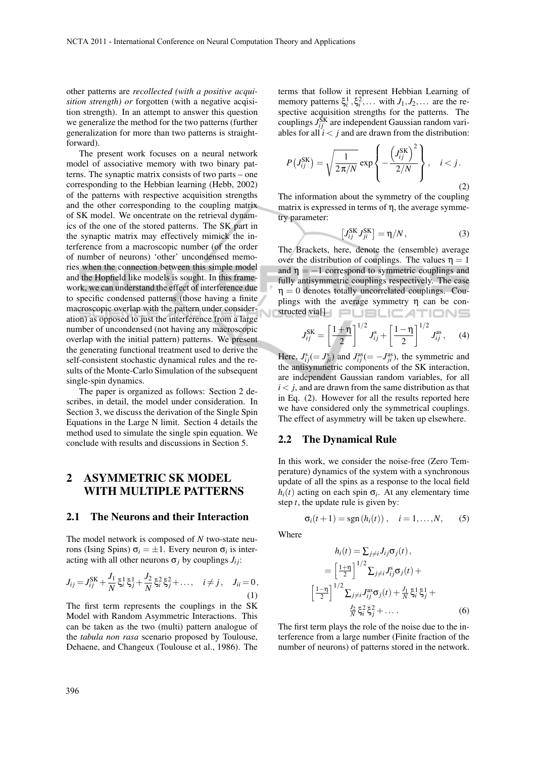other patterns are *recollected (with a positive acquisition strength) or* forgotten (with a negative acqisition strength). In an attempt to answer this question we generalize the method for the two patterns (further generalization for more than two patterns is straightforward).

The present work focuses on a neural network model of associative memory with two binary patterns. The synaptic matrix consists of two parts – one corresponding to the Hebbian learning (Hebb, 2002) of the patterns with respective acquisition strengths and the other corresponding to the coupling matrix of SK model. We oncentrate on the retrieval dynamics of the one of the stored patterns. The SK part in the synaptic matrix may effectively mimick the interference from a macroscopic number (of the order of number of neurons) 'other' uncondensed memories when the connection between this simple model and the Hopfield like models is sought. In this framework, we can understand the effect of interference due to specific condensed patterns (those having a finite macroscopic overlap with the pattern under consideration) as opposed to just the interference from a large number of uncondensed (not having any macroscopic overlap with the initial pattern) patterns. We present the generating functional treatment used to derive the self-consistent stochastic dynamical rules and the results of the Monte-Carlo Simulation of the subsequent single-spin dynamics.

The paper is organized as follows: Section 2 describes, in detail, the model under consideration. In Section 3, we discuss the derivation of the Single Spin Equations in the Large N limit. Section 4 details the method used to simulate the single spin equation. We conclude with results and discussions in Section 5.

# 2 ASYMMETRIC SK MODEL WITH MULTIPLE PATTERNS

## 2.1 The Neurons and their Interaction

The model network is composed of $N$ two-state neurons (Ising Spins) $\sigma_i = \pm 1$. Every neuron $\sigma_i$ is interacting with all other neurons $\sigma_j$ by couplings $J_{ij}$:

$$J_{ij} = J_{ij}^{\mathrm{SK}} + \frac{J_1}{N}\xi_i^1\xi_j^1 + \frac{J_2}{N}\xi_i^2\xi_j^2 + \ldots, \quad i \neq j, \quad J_{ii} = 0, \tag{1}$$

The first term represents the couplings in the SK Model with Random Asymmetric Interactions. This can be taken as the two (multi) pattern analogue of the *tabula non rasa* scenario proposed by Toulouse, Dehaene, and Changeux (Toulouse et al., 1986). The terms that follow it represent Hebbian Learning of memory patterns $\xi_i^1, \xi_i^2, \ldots$ with $J_1, J_2, \ldots$ are the respective acquisition strengths for the patterns. The couplings $J_{ij}^{\mathrm{SK}}$ are independent Gaussian random variables for all $i < j$ and are drawn from the distribution:

$$P\left(J_{ij}^{\mathrm{SK}}\right) = \sqrt{\frac{1}{2\pi/N}}\exp\left\{-\frac{\left(J_{ij}^{\mathrm{SK}}\right)^2}{2/N}\right\}, \quad i < j. \tag{2}$$

The information about the symmetry of the coupling matrix is expressed in terms of $\eta$, the average symmetry parameter:

$$\left[J_{ij}^{\mathrm{SK}} J_{ji}^{\mathrm{SK}}\right] = \eta/N, \tag{3}$$

The Brackets, here, denote the (ensemble) average over the distribution of couplings. The values $\eta = 1$ and $\eta = -1$ correspond to symmetric couplings and fully antisymmetric couplings respectively. The case $\eta = 0$ denotes totally uncorrelated couplings. Couplings with the average symmetry $\eta$ can be constructed via[]

$$J_{ij}^{\mathrm{SK}} = \left[\frac{1+\eta}{2}\right]^{1/2} J_{ij}^{\mathrm{s}} + \left[\frac{1-\eta}{2}\right]^{1/2} J_{ij}^{\mathrm{as}}, \tag{4}$$

Here, $J_{ij}^{\mathrm{s}} (= J_{ji}^{\mathrm{s}})$ and $J_{ij}^{\mathrm{as}} (= -J_{ji}^{\mathrm{as}})$, the symmetric and the antisymmetric components of the SK interaction, are independent Gaussian random variables, for all $i < j$, and are drawn from the same distribution as that in Eq. (2). However for all the results reported here we have considered only the symmetrical couplings. The effect of asymmetry will be taken up elsewhere.

## 2.2 The Dynamical Rule

In this work, we consider the noise-free (Zero Temperature) dynamics of the system with a synchronous update of all the spins as a response to the local field $h_i(t)$ acting on each spin $\sigma_i$. At any elementary time step $t$, the update rule is given by:

$$\sigma_i(t+1) = \mathrm{sgn}\left(h_i(t)\right), \quad i = 1, \ldots, N, \tag{5}$$

Where

$$\begin{aligned} h_i(t) &= \textstyle\sum_{j \neq i} J_{ij}\sigma_j(t), \\ &= \left[\tfrac{1+\eta}{2}\right]^{1/2} \textstyle\sum_{j \neq i} J_{ij}^{\mathrm{s}}\sigma_j(t) + \\ &\left[\tfrac{1-\eta}{2}\right]^{1/2} \textstyle\sum_{j \neq i} J_{ij}^{\mathrm{as}}\sigma_j(t) + \tfrac{J_1}{N}\xi_i^1\xi_j^1 + \\ &\tfrac{J_2}{N}\xi_i^2\xi_j^2 + \ldots. \end{aligned} \tag{6}$$

The first term plays the role of the noise due to the interference from a large number (Finite fraction of the number of neurons) of patterns stored in the network.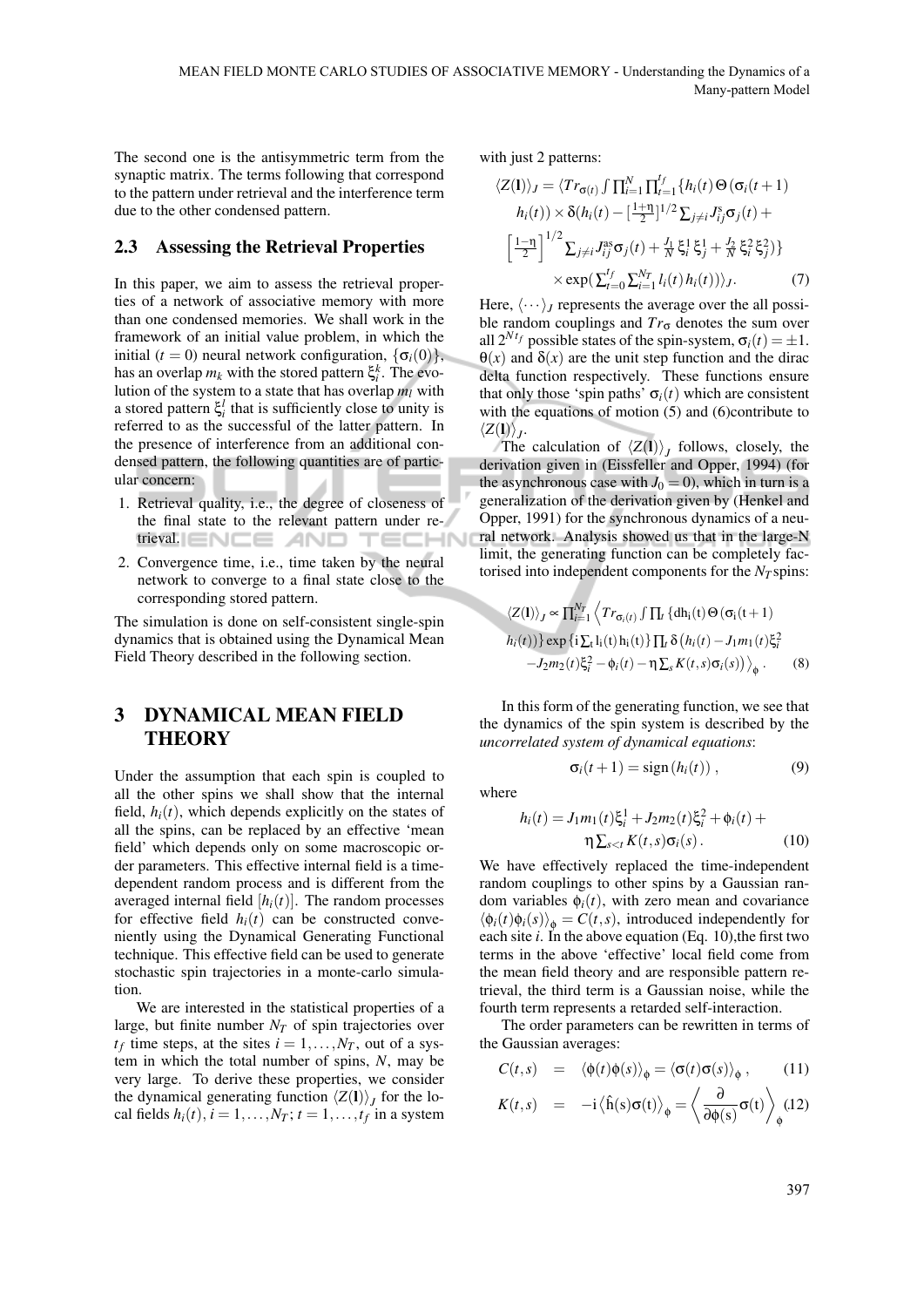The second one is the antisymmetric term from the synaptic matrix. The terms following that correspond to the pattern under retrieval and the interference term due to the other condensed pattern.

### 2.3 Assessing the Retrieval Properties

In this paper, we aim to assess the retrieval properties of a network of associative memory with more than one condensed memories. We shall work in the framework of an initial value problem, in which the initial ($t = 0$) neural network configuration, $\{\sigma_i(0)\}$, has an overlap $m_k$ with the stored pattern $\xi_i^k$. The evolution of the system to a state that has overlap $m_l$ with a stored pattern $\xi_i^l$ that is sufficiently close to unity is referred to as the successful of the latter pattern. In the presence of interference from an additional condensed pattern, the following quantities are of particular concern:

1. Retrieval quality, i.e., the degree of closeness of the final state to the relevant pattern under retrieval.
2. Convergence time, i.e., time taken by the neural network to converge to a final state close to the corresponding stored pattern.

The simulation is done on self-consistent single-spin dynamics that is obtained using the Dynamical Mean Field Theory described in the following section.

## 3 DYNAMICAL MEAN FIELD THEORY

Under the assumption that each spin is coupled to all the other spins we shall show that the internal field, $h_i(t)$, which depends explicitly on the states of all the spins, can be replaced by an effective 'mean field' which depends only on some macroscopic order parameters. This effective internal field is a time-dependent random process and is different from the averaged internal field $[h_i(t)]$. The random processes for effective field $h_i(t)$ can be constructed conveniently using the Dynamical Generating Functional technique. This effective field can be used to generate stochastic spin trajectories in a monte-carlo simulation.

We are interested in the statistical properties of a large, but finite number $N_T$ of spin trajectories over $t_f$ time steps, at the sites $i = 1, \ldots, N_T$, out of a system in which the total number of spins, $N$, may be very large. To derive these properties, we consider the dynamical generating function $\langle Z(\mathbf{l}) \rangle_J$ for the local fields $h_i(t), i = 1, \ldots, N_T; t = 1, \ldots, t_f$ in a system with just 2 patterns:

$$\langle Z(\mathbf{l}) \rangle_J = \langle Tr_{\sigma(t)} \int \prod_{i=1}^{N} \prod_{t=1}^{t_f} \{h_i(t)\,\Theta(\sigma_i(t+1)\, h_i(t)) \times \delta(h_i(t) - [\tfrac{1+\eta}{2}]^{1/2} \sum_{j \neq i} J_{ij}^{s} \sigma_j(t) + \left[\tfrac{1-\eta}{2}\right]^{1/2} \sum_{j \neq i} J_{ij}^{as} \sigma_j(t) + \tfrac{J_1}{N} \xi_i^1 \xi_j^1 + \tfrac{J_2}{N} \xi_i^2 \xi_j^2)\} \times \exp(\sum_{t=0}^{t_f} \sum_{i=1}^{N_T} l_i(t)\, h_i(t)) \rangle_J. \tag{7}$$

Here, $\langle \cdots \rangle_J$ represents the average over the all possible random couplings and $Tr_\sigma$ denotes the sum over all $2^{Nt_f}$ possible states of the spin-system, $\sigma_i(t) = \pm 1$. $\theta(x)$ and $\delta(x)$ are the unit step function and the dirac delta function respectively. These functions ensure that only those 'spin paths' $\sigma_i(t)$ which are consistent with the equations of motion (5) and (6)contribute to $\langle Z(\mathbf{l}) \rangle_J$.

The calculation of $\langle Z(\mathbf{l}) \rangle_J$ follows, closely, the derivation given in (Eissfeller and Opper, 1994) (for the asynchronous case with $J_0 = 0$), which in turn is a generalization of the derivation given by (Henkel and Opper, 1991) for the synchronous dynamics of a neural network. Analysis showed us that in the large-N limit, the generating function can be completely factorised into independent components for the $N_T$ spins:

$$\langle Z(\mathbf{l}) \rangle_J \propto \prod_{i=1}^{N_T} \Big\langle Tr_{\sigma_i(t)} \int \prod_t \{\mathrm{dh_i(t)}\, \Theta(\sigma_i(t+1)\, h_i(t))\} \exp\{\mathrm{i} \sum_t \mathrm{l_i(t)\, h_i(t)}\} \prod_t \delta\big(h_i(t) - J_1 m_1(t) \xi_i^2 - J_2 m_2(t) \xi_i^2 - \phi_i(t) - \eta \sum_s K(t,s) \sigma_i(s)\big) \Big\rangle_\phi. \tag{8}$$

In this form of the generating function, we see that the dynamics of the spin system is described by the *uncorrelated system of dynamical equations*:

$$\sigma_i(t+1) = \operatorname{sign}(h_i(t)), \tag{9}$$

where

$$h_i(t) = J_1 m_1(t) \xi_i^1 + J_2 m_2(t) \xi_i^2 + \phi_i(t) + \eta \sum_{s<t} K(t,s) \sigma_i(s). \tag{10}$$

We have effectively replaced the time-independent random couplings to other spins by a Gaussian random variables $\phi_i(t)$, with zero mean and covariance $\langle \phi_i(t) \phi_i(s) \rangle_\phi = C(t,s)$, introduced independently for each site $i$. In the above equation (Eq. 10),the first two terms in the above 'effective' local field come from the mean field theory and are responsible pattern retrieval, the third term is a Gaussian noise, while the fourth term represents a retarded self-interaction.

The order parameters can be rewritten in terms of the Gaussian averages:

$$C(t,s) = \langle \phi(t) \phi(s) \rangle_\phi = \langle \sigma(t) \sigma(s) \rangle_\phi, \tag{11}$$

$$K(t,s) = -\mathrm{i} \langle \hat{\mathrm{h}}(\mathrm{s}) \sigma(\mathrm{t}) \rangle_\phi = \left\langle \frac{\partial}{\partial \phi(s)} \sigma(\mathrm{t}) \right\rangle_\phi \tag{12}$$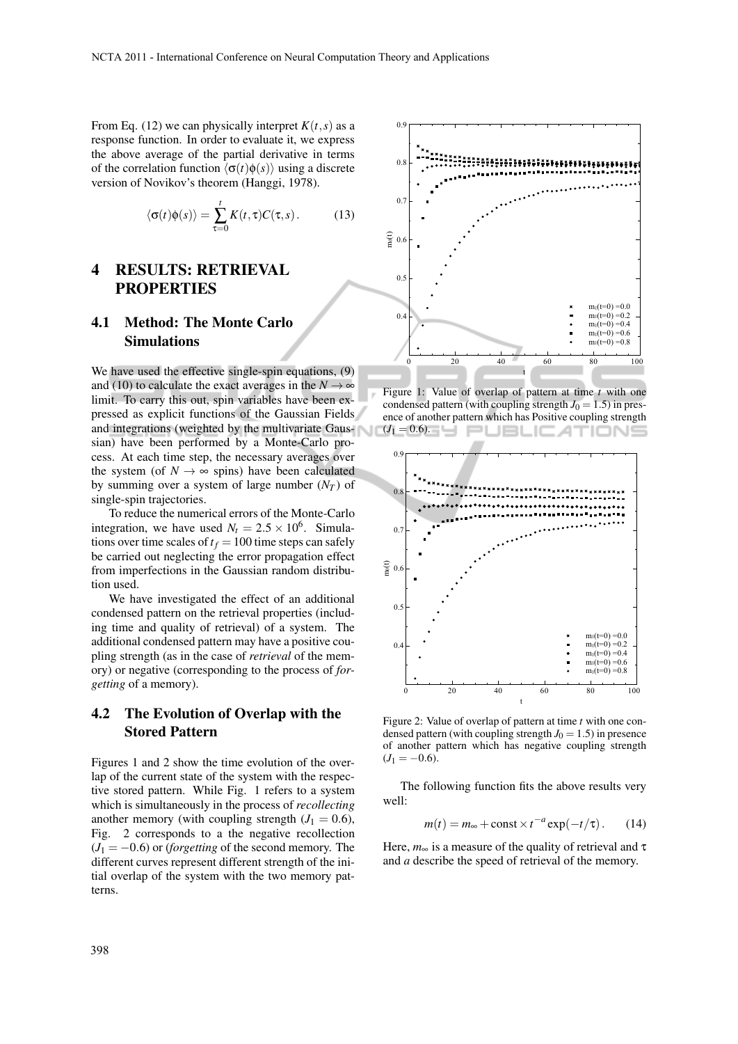From Eq. (12) we can physically interpret $K(t,s)$ as a response function. In order to evaluate it, we express the above average of the partial derivative in terms of the correlation function $\langle\sigma(t)\phi(s)\rangle$ using a discrete version of Novikov's theorem (Hanggi, 1978).

$$\langle\sigma(t)\phi(s)\rangle = \sum_{\tau=0}^{t} K(t,\tau)C(\tau,s)\,. \qquad (13)$$

## 4 RESULTS: RETRIEVAL PROPERTIES

### 4.1 Method: The Monte Carlo Simulations

We have used the effective single-spin equations, (9) and (10) to calculate the exact averages in the $N \to \infty$ limit. To carry this out, spin variables have been expressed as explicit functions of the Gaussian Fields and integrations (weighted by the multivariate Gaussian) have been performed by a Monte-Carlo process. At each time step, the necessary averages over the system (of $N \to \infty$ spins) have been calculated by summing over a system of large number ($N_T$) of single-spin trajectories.

To reduce the numerical errors of the Monte-Carlo integration, we have used $N_t = 2.5 \times 10^6$. Simulations over time scales of $t_f = 100$ time steps can safely be carried out neglecting the error propagation effect from imperfections in the Gaussian random distribution used.

We have investigated the effect of an additional condensed pattern on the retrieval properties (including time and quality of retrieval) of a system. The additional condensed pattern may have a positive coupling strength (as in the case of *retrieval* of the memory) or negative (corresponding to the process of *forgetting* of a memory).

### 4.2 The Evolution of Overlap with the Stored Pattern

Figures 1 and 2 show the time evolution of the overlap of the current state of the system with the respective stored pattern. While Fig. 1 refers to a system which is simultaneously in the process of *recollecting* another memory (with coupling strength ($J_1 = 0.6$), Fig. 2 corresponds to a the negative recollection ($J_1 = -0.6$) or (*forgetting* of the second memory. The different curves represent different strength of the initial overlap of the system with the two memory patterns.

Figure 1: Value of overlap of pattern at time $t$ with one condensed pattern (with coupling strength $J_0 = 1.5$) in presence of another pattern which has Positive coupling strength ($J_1 = 0.6$).

Figure 2: Value of overlap of pattern at time $t$ with one condensed pattern (with coupling strength $J_0 = 1.5$) in presence of another pattern which has negative coupling strength ($J_1 = -0.6$).

The following function fits the above results very well:

$$m(t) = m_\infty + \text{const} \times t^{-a} \exp(-t/\tau)\,. \qquad (14)$$

Here, $m_\infty$ is a measure of the quality of retrieval and $\tau$ and $a$ describe the speed of retrieval of the memory.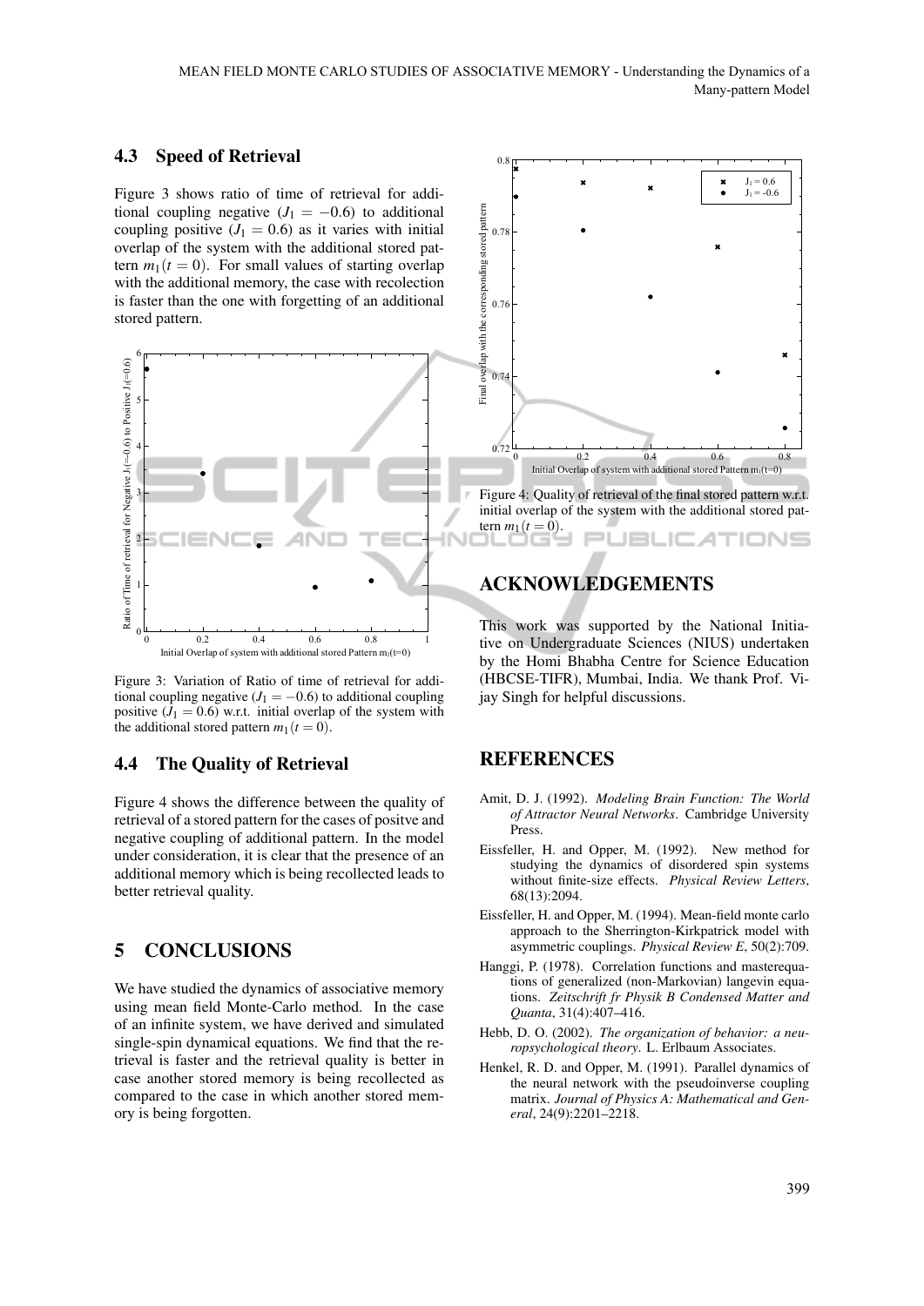### 4.3 Speed of Retrieval

Figure 3 shows ratio of time of retrieval for additional coupling negative ($J_1 = -0.6$) to additional coupling positive ($J_1 = 0.6$) as it varies with initial overlap of the system with the additional stored pattern $m_1(t=0)$. For small values of starting overlap with the additional memory, the case with recolection is faster than the one with forgetting of an additional stored pattern.

Figure 3: Variation of Ratio of time of retrieval for additional coupling negative ($J_1 = -0.6$) to additional coupling positive ($J_1 = 0.6$) w.r.t. initial overlap of the system with the additional stored pattern $m_1(t=0)$.

### 4.4 The Quality of Retrieval

Figure 4 shows the difference between the quality of retrieval of a stored pattern for the cases of positve and negative coupling of additional pattern. In the model under consideration, it is clear that the presence of an additional memory which is being recollected leads to better retrieval quality.

## 5 CONCLUSIONS

We have studied the dynamics of associative memory using mean field Monte-Carlo method. In the case of an infinite system, we have derived and simulated single-spin dynamical equations. We find that the retrieval is faster and the retrieval quality is better in case another stored memory is being recollected as compared to the case in which another stored memory is being forgotten.

Figure 4: Quality of retrieval of the final stored pattern w.r.t. initial overlap of the system with the additional stored pattern $m_1(t=0)$.

## ACKNOWLEDGEMENTS

This work was supported by the National Initiative on Undergraduate Sciences (NIUS) undertaken by the Homi Bhabha Centre for Science Education (HBCSE-TIFR), Mumbai, India. We thank Prof. Vijay Singh for helpful discussions.

## REFERENCES

Amit, D. J. (1992). *Modeling Brain Function: The World of Attractor Neural Networks*. Cambridge University Press.

Eissfeller, H. and Opper, M. (1992). New method for studying the dynamics of disordered spin systems without finite-size effects. *Physical Review Letters*, 68(13):2094.

Eissfeller, H. and Opper, M. (1994). Mean-field monte carlo approach to the Sherrington-Kirkpatrick model with asymmetric couplings. *Physical Review E*, 50(2):709.

Hanggi, P. (1978). Correlation functions and masterequations of generalized (non-Markovian) langevin equations. *Zeitschrift fr Physik B Condensed Matter and Quanta*, 31(4):407–416.

Hebb, D. O. (2002). *The organization of behavior: a neuropsychological theory*. L. Erlbaum Associates.

Henkel, R. D. and Opper, M. (1991). Parallel dynamics of the neural network with the pseudoinverse coupling matrix. *Journal of Physics A: Mathematical and General*, 24(9):2201–2218.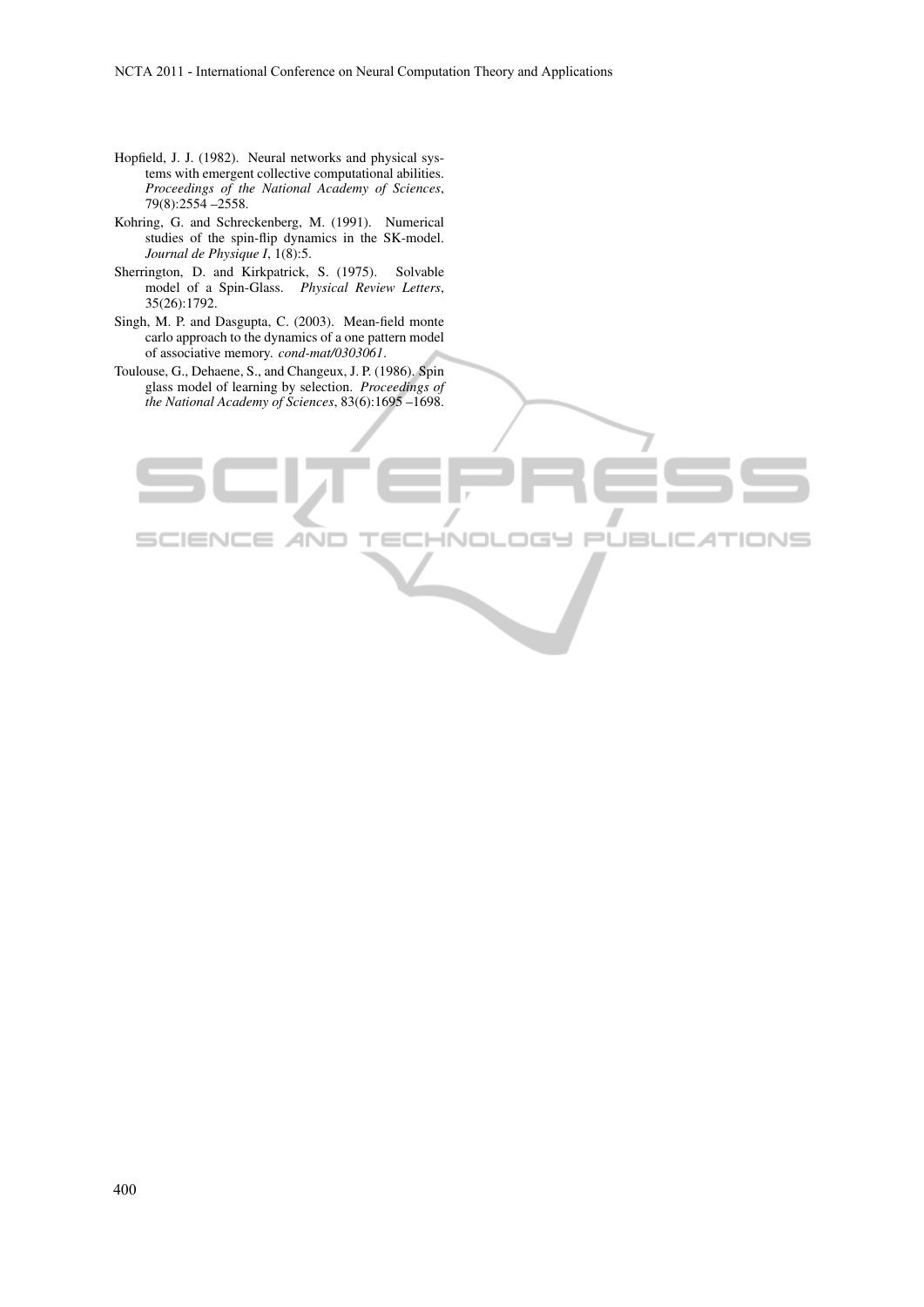Hopfield, J. J. (1982). Neural networks and physical systems with emergent collective computational abilities. *Proceedings of the National Academy of Sciences*, 79(8):2554 –2558.

Kohring, G. and Schreckenberg, M. (1991). Numerical studies of the spin-flip dynamics in the SK-model. *Journal de Physique I*, 1(8):5.

Sherrington, D. and Kirkpatrick, S. (1975). Solvable model of a Spin-Glass. *Physical Review Letters*, 35(26):1792.

Singh, M. P. and Dasgupta, C. (2003). Mean-field monte carlo approach to the dynamics of a one pattern model of associative memory. *cond-mat/0303061*.

Toulouse, G., Dehaene, S., and Changeux, J. P. (1986). Spin glass model of learning by selection. *Proceedings of the National Academy of Sciences*, 83(6):1695 –1698.